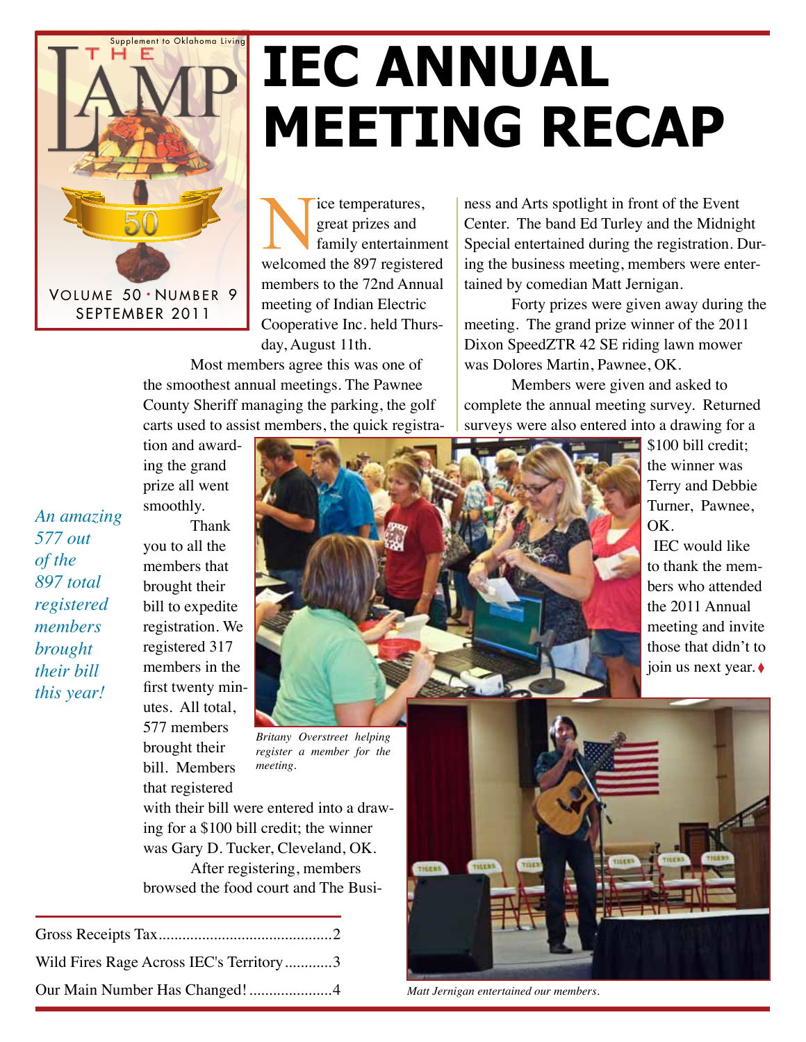Supplement to Oklahoma Living

THE LAMP

VOLUME 50 · NUMBER 9
SEPTEMBER 2011

# IEC ANNUAL MEETING RECAP

Nice temperatures, great prizes and family entertainment welcomed the 897 registered members to the 72nd Annual meeting of Indian Electric Cooperative Inc. held Thursday, August 11th.

Most members agree this was one of the smoothest annual meetings. The Pawnee County Sheriff managing the parking, the golf carts used to assist members, the quick registration and awarding the grand prize all went smoothly.

*An amazing 577 out of the 897 total registered members brought their bill this year!*

Thank you to all the members that brought their bill to expedite registration. We registered 317 members in the first twenty minutes. All total, 577 members brought their bill. Members that registered with their bill were entered into a drawing for a $100 bill credit; the winner was Gary D. Tucker, Cleveland, OK.

After registering, members browsed the food court and The Business and Arts spotlight in front of the Event Center. The band Ed Turley and the Midnight Special entertained during the registration. During the business meeting, members were entertained by comedian Matt Jernigan.

Forty prizes were given away during the meeting. The grand prize winner of the 2011 Dixon SpeedZTR 42 SE riding lawn mower was Dolores Martin, Pawnee, OK.

Members were given and asked to complete the annual meeting survey. Returned surveys were also entered into a drawing for a $100 bill credit; the winner was Terry and Debbie Turner, Pawnee, OK.

IEC would like to thank the members who attended the 2011 Annual meeting and invite those that didn't to join us next year.

*Britany Overstreet helping register a member for the meeting.*

*Matt Jernigan entertained our members.*

| | |
|---|---|
| Gross Receipts Tax | 2 |
| Wild Fires Rage Across IEC's Territory | 3 |
| Our Main Number Has Changed! | 4 |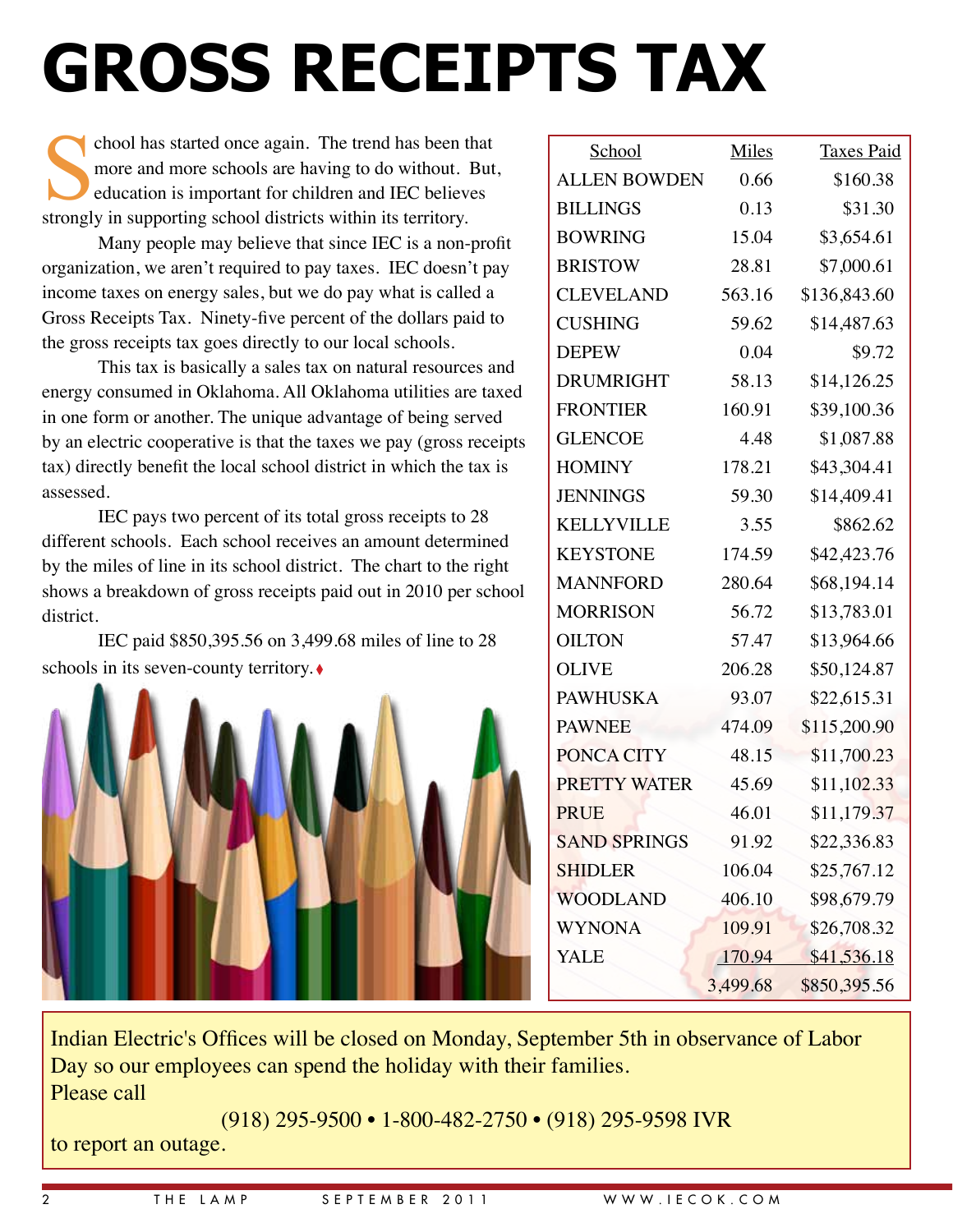# GROSS RECEIPTS TAX

School has started once again. The trend has been that more and more schools are having to do without. But, education is important for children and IEC believes strongly in supporting school districts within its territory.

Many people may believe that since IEC is a non-profit organization, we aren't required to pay taxes. IEC doesn't pay income taxes on energy sales, but we do pay what is called a Gross Receipts Tax. Ninety-five percent of the dollars paid to the gross receipts tax goes directly to our local schools.

This tax is basically a sales tax on natural resources and energy consumed in Oklahoma. All Oklahoma utilities are taxed in one form or another. The unique advantage of being served by an electric cooperative is that the taxes we pay (gross receipts tax) directly benefit the local school district in which the tax is assessed.

IEC pays two percent of its total gross receipts to 28 different schools. Each school receives an amount determined by the miles of line in its school district. The chart to the right shows a breakdown of gross receipts paid out in 2010 per school district.

IEC paid $850,395.56 on 3,499.68 miles of line to 28 schools in its seven-county territory.

| School | Miles | Taxes Paid |
|---|---|---|
| ALLEN BOWDEN | 0.66 | $160.38 |
| BILLINGS | 0.13 | $31.30 |
| BOWRING | 15.04 | $3,654.61 |
| BRISTOW | 28.81 | $7,000.61 |
| CLEVELAND | 563.16 | $136,843.60 |
| CUSHING | 59.62 | $14,487.63 |
| DEPEW | 0.04 | $9.72 |
| DRUMRIGHT | 58.13 | $14,126.25 |
| FRONTIER | 160.91 | $39,100.36 |
| GLENCOE | 4.48 | $1,087.88 |
| HOMINY | 178.21 | $43,304.41 |
| JENNINGS | 59.30 | $14,409.41 |
| KELLYVILLE | 3.55 | $862.62 |
| KEYSTONE | 174.59 | $42,423.76 |
| MANNFORD | 280.64 | $68,194.14 |
| MORRISON | 56.72 | $13,783.01 |
| OILTON | 57.47 | $13,964.66 |
| OLIVE | 206.28 | $50,124.87 |
| PAWHUSKA | 93.07 | $22,615.31 |
| PAWNEE | 474.09 | $115,200.90 |
| PONCA CITY | 48.15 | $11,700.23 |
| PRETTY WATER | 45.69 | $11,102.33 |
| PRUE | 46.01 | $11,179.37 |
| SAND SPRINGS | 91.92 | $22,336.83 |
| SHIDLER | 106.04 | $25,767.12 |
| WOODLAND | 406.10 | $98,679.79 |
| WYNONA | 109.91 | $26,708.32 |
| YALE | 170.94 | $41,536.18 |
| | 3,499.68 | $850,395.56 |

Indian Electric's Offices will be closed on Monday, September 5th in observance of Labor Day so our employees can spend the holiday with their families.
Please call

(918) 295-9500 • 1-800-482-2750 • (918) 295-9598 IVR

to report an outage.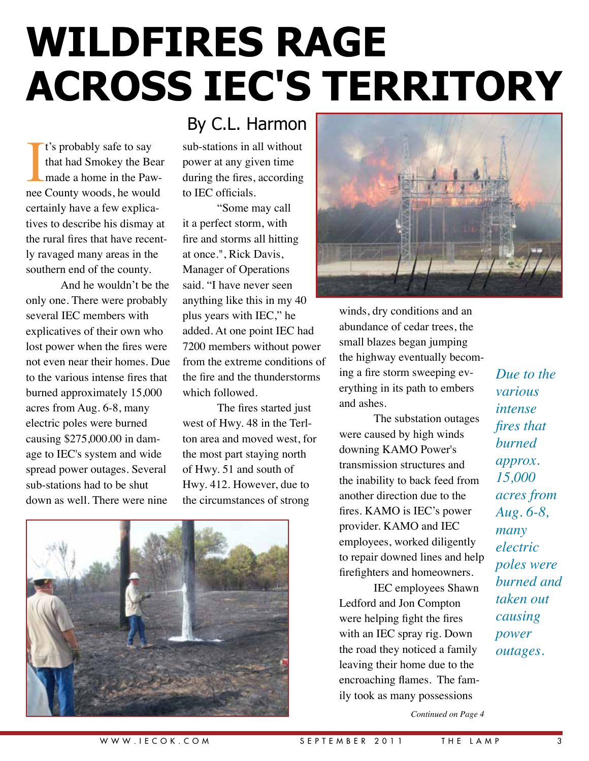# WILDFIRES RAGE ACROSS IEC'S TERRITORY

By C.L. Harmon

It's probably safe to say that had Smokey the Bear made a home in the Pawnee County woods, he would certainly have a few explicatives to describe his dismay at the rural fires that have recently ravaged many areas in the southern end of the county.

And he wouldn't be the only one. There were probably several IEC members with explicatives of their own who lost power when the fires were not even near their homes. Due to the various intense fires that burned approximately 15,000 acres from Aug. 6-8, many electric poles were burned causing $275,000.00 in damage to IEC's system and wide spread power outages. Several sub-stations had to be shut down as well. There were nine sub-stations in all without power at any given time during the fires, according to IEC officials.

"Some may call it a perfect storm, with fire and storms all hitting at once.", Rick Davis, Manager of Operations said. "I have never seen anything like this in my 40 plus years with IEC," he added. At one point IEC had 7200 members without power from the extreme conditions of the fire and the thunderstorms which followed.

The fires started just west of Hwy. 48 in the Terlton area and moved west, for the most part staying north of Hwy. 51 and south of Hwy. 412. However, due to the circumstances of strong winds, dry conditions and an abundance of cedar trees, the small blazes began jumping the highway eventually becoming a fire storm sweeping everything in its path to embers and ashes.

The substation outages were caused by high winds downing KAMO Power's transmission structures and the inability to back feed from another direction due to the fires. KAMO is IEC's power provider. KAMO and IEC employees, worked diligently to repair downed lines and help firefighters and homeowners.

IEC employees Shawn Ledford and Jon Compton were helping fight the fires with an IEC spray rig. Down the road they noticed a family leaving their home due to the encroaching flames. The family took as many possessions

*Due to the various intense fires that burned approx. 15,000 acres from Aug. 6-8, many electric poles were burned and taken out causing power outages.*

*Continued on Page 4*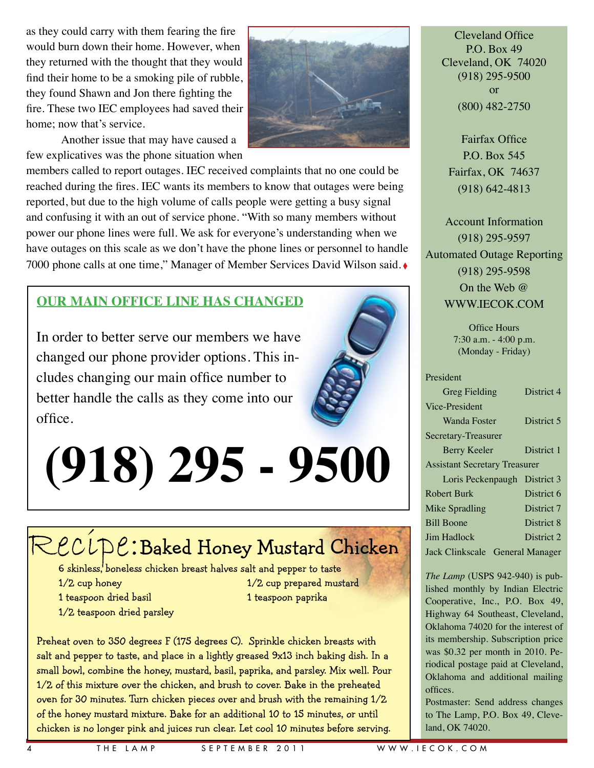as they could carry with them fearing the fire would burn down their home. However, when they returned with the thought that they would find their home to be a smoking pile of rubble, they found Shawn and Jon there fighting the fire. These two IEC employees had saved their home; now that's service.

Another issue that may have caused a few explicatives was the phone situation when members called to report outages. IEC received complaints that no one could be reached during the fires. IEC wants its members to know that outages were being reported, but due to the high volume of calls people were getting a busy signal and confusing it with an out of service phone. "With so many members without power our phone lines were full. We ask for everyone's understanding when we have outages on this scale as we don't have the phone lines or personnel to handle 7000 phone calls at one time," Manager of Member Services David Wilson said.

## OUR MAIN OFFICE LINE HAS CHANGED

In order to better serve our members we have changed our phone provider options. This includes changing our main office number to better handle the calls as they come into our office.

# (918) 295 - 9500

## Recipe: Baked Honey Mustard Chicken

- 6 skinless, boneless chicken breast halves salt and pepper to taste
- 1/2 cup honey
- 1/2 cup prepared mustard
- 1 teaspoon dried basil
- 1 teaspoon paprika
- 1/2 teaspoon dried parsley

Preheat oven to 350 degrees F (175 degrees C). Sprinkle chicken breasts with salt and pepper to taste, and place in a lightly greased 9x13 inch baking dish. In a small bowl, combine the honey, mustard, basil, paprika, and parsley. Mix well. Pour 1/2 of this mixture over the chicken, and brush to cover. Bake in the preheated oven for 30 minutes. Turn chicken pieces over and brush with the remaining 1/2 of the honey mustard mixture. Bake for an additional 10 to 15 minutes, or until chicken is no longer pink and juices run clear. Let cool 10 minutes before serving.

Cleveland Office
P.O. Box 49
Cleveland, OK 74020
(918) 295-9500
or
(800) 482-2750

Fairfax Office
P.O. Box 545
Fairfax, OK 74637
(918) 642-4813

Account Information
(918) 295-9597
Automated Outage Reporting
(918) 295-9598
On the Web @
WWW.IECOK.COM

Office Hours
7:30 a.m. - 4:00 p.m.
(Monday - Friday)

| | |
|---|---|
| President | |
| Greg Fielding | District 4 |
| Vice-President | |
| Wanda Foster | District 5 |
| Secretary-Treasurer | |
| Berry Keeler | District 1 |
| Assistant Secretary Treasurer | |
| Loris Peckenpaugh | District 3 |
| Robert Burk | District 6 |
| Mike Spradling | District 7 |
| Bill Boone | District 8 |
| Jim Hadlock | District 2 |
| Jack Clinkscale | General Manager |

*The Lamp* (USPS 942-940) is published monthly by Indian Electric Cooperative, Inc., P.O. Box 49, Highway 64 Southeast, Cleveland, Oklahoma 74020 for the interest of its membership. Subscription price was $0.32 per month in 2010. Periodical postage paid at Cleveland, Oklahoma and additional mailing offices.

Postmaster: Send address changes to The Lamp, P.O. Box 49, Cleveland, OK 74020.